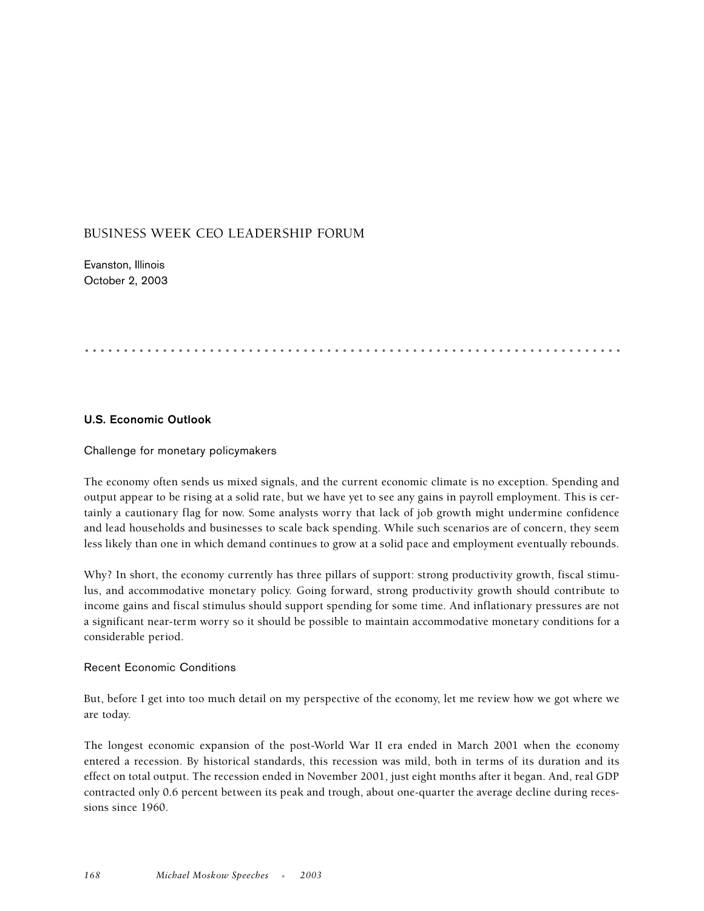# BUSINESS WEEK CEO LEADERSHIP FORUM

Evanston, Illinois
October 2, 2003

## U.S. Economic Outlook

### Challenge for monetary policymakers

The economy often sends us mixed signals, and the current economic climate is no exception. Spending and output appear to be rising at a solid rate, but we have yet to see any gains in payroll employment. This is certainly a cautionary flag for now. Some analysts worry that lack of job growth might undermine confidence and lead households and businesses to scale back spending. While such scenarios are of concern, they seem less likely than one in which demand continues to grow at a solid pace and employment eventually rebounds.

Why? In short, the economy currently has three pillars of support: strong productivity growth, fiscal stimulus, and accommodative monetary policy. Going forward, strong productivity growth should contribute to income gains and fiscal stimulus should support spending for some time. And inflationary pressures are not a significant near-term worry so it should be possible to maintain accommodative monetary conditions for a considerable period.

### Recent Economic Conditions

But, before I get into too much detail on my perspective of the economy, let me review how we got where we are today.

The longest economic expansion of the post-World War II era ended in March 2001 when the economy entered a recession. By historical standards, this recession was mild, both in terms of its duration and its effect on total output. The recession ended in November 2001, just eight months after it began. And, real GDP contracted only 0.6 percent between its peak and trough, about one-quarter the average decline during recessions since 1960.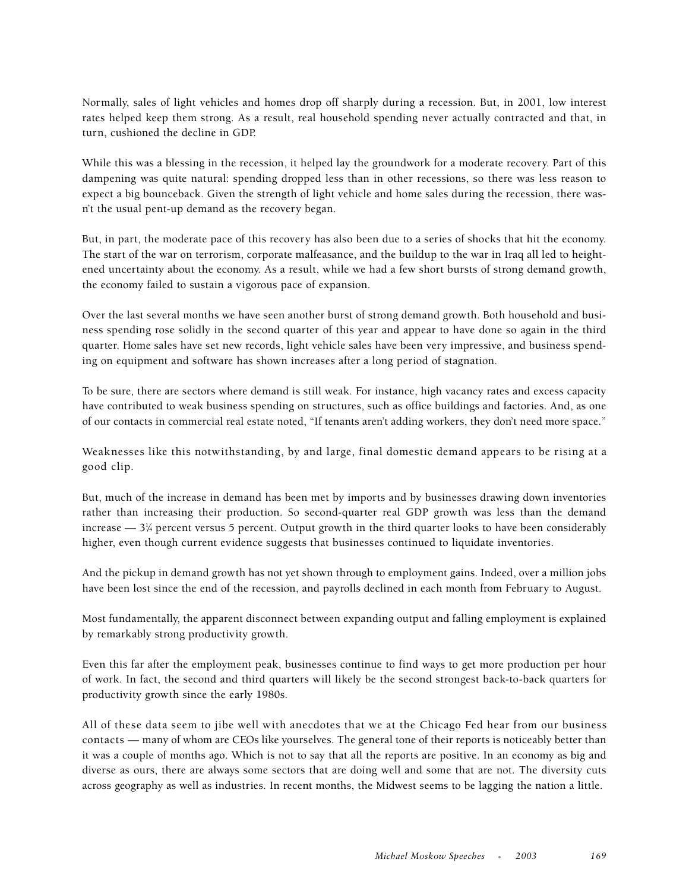Normally, sales of light vehicles and homes drop off sharply during a recession. But, in 2001, low interest rates helped keep them strong. As a result, real household spending never actually contracted and that, in turn, cushioned the decline in GDP.

While this was a blessing in the recession, it helped lay the groundwork for a moderate recovery. Part of this dampening was quite natural: spending dropped less than in other recessions, so there was less reason to expect a big bounceback. Given the strength of light vehicle and home sales during the recession, there wasn't the usual pent-up demand as the recovery began.

But, in part, the moderate pace of this recovery has also been due to a series of shocks that hit the economy. The start of the war on terrorism, corporate malfeasance, and the buildup to the war in Iraq all led to heightened uncertainty about the economy. As a result, while we had a few short bursts of strong demand growth, the economy failed to sustain a vigorous pace of expansion.

Over the last several months we have seen another burst of strong demand growth. Both household and business spending rose solidly in the second quarter of this year and appear to have done so again in the third quarter. Home sales have set new records, light vehicle sales have been very impressive, and business spending on equipment and software has shown increases after a long period of stagnation.

To be sure, there are sectors where demand is still weak. For instance, high vacancy rates and excess capacity have contributed to weak business spending on structures, such as office buildings and factories. And, as one of our contacts in commercial real estate noted, "If tenants aren't adding workers, they don't need more space."

Weaknesses like this notwithstanding, by and large, final domestic demand appears to be rising at a good clip.

But, much of the increase in demand has been met by imports and by businesses drawing down inventories rather than increasing their production. So second-quarter real GDP growth was less than the demand increase — 3¼ percent versus 5 percent. Output growth in the third quarter looks to have been considerably higher, even though current evidence suggests that businesses continued to liquidate inventories.

And the pickup in demand growth has not yet shown through to employment gains. Indeed, over a million jobs have been lost since the end of the recession, and payrolls declined in each month from February to August.

Most fundamentally, the apparent disconnect between expanding output and falling employment is explained by remarkably strong productivity growth.

Even this far after the employment peak, businesses continue to find ways to get more production per hour of work. In fact, the second and third quarters will likely be the second strongest back-to-back quarters for productivity growth since the early 1980s.

All of these data seem to jibe well with anecdotes that we at the Chicago Fed hear from our business contacts — many of whom are CEOs like yourselves. The general tone of their reports is noticeably better than it was a couple of months ago. Which is not to say that all the reports are positive. In an economy as big and diverse as ours, there are always some sectors that are doing well and some that are not. The diversity cuts across geography as well as industries. In recent months, the Midwest seems to be lagging the nation a little.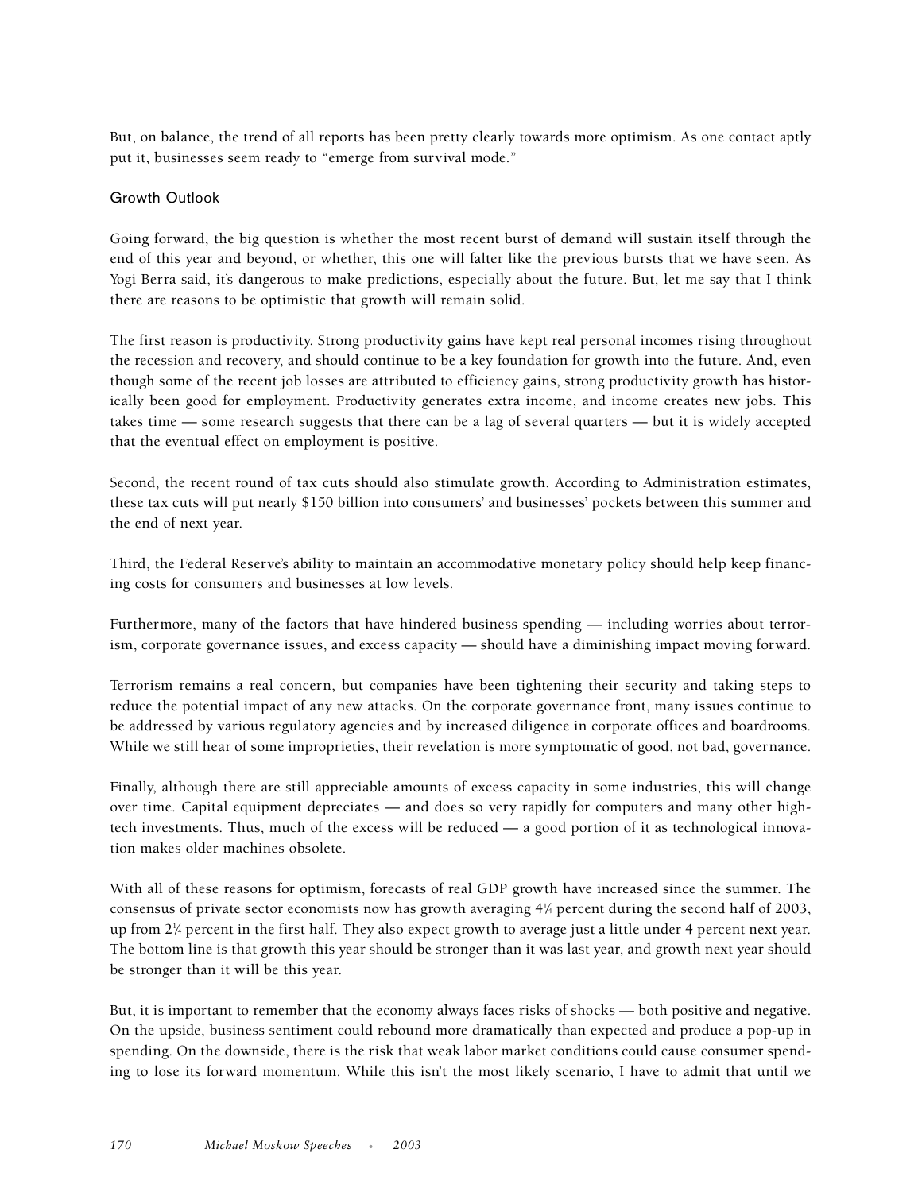But, on balance, the trend of all reports has been pretty clearly towards more optimism. As one contact aptly put it, businesses seem ready to "emerge from survival mode."

## Growth Outlook

Going forward, the big question is whether the most recent burst of demand will sustain itself through the end of this year and beyond, or whether, this one will falter like the previous bursts that we have seen. As Yogi Berra said, it's dangerous to make predictions, especially about the future. But, let me say that I think there are reasons to be optimistic that growth will remain solid.

The first reason is productivity. Strong productivity gains have kept real personal incomes rising throughout the recession and recovery, and should continue to be a key foundation for growth into the future. And, even though some of the recent job losses are attributed to efficiency gains, strong productivity growth has historically been good for employment. Productivity generates extra income, and income creates new jobs. This takes time — some research suggests that there can be a lag of several quarters — but it is widely accepted that the eventual effect on employment is positive.

Second, the recent round of tax cuts should also stimulate growth. According to Administration estimates, these tax cuts will put nearly $150 billion into consumers' and businesses' pockets between this summer and the end of next year.

Third, the Federal Reserve's ability to maintain an accommodative monetary policy should help keep financing costs for consumers and businesses at low levels.

Furthermore, many of the factors that have hindered business spending — including worries about terrorism, corporate governance issues, and excess capacity — should have a diminishing impact moving forward.

Terrorism remains a real concern, but companies have been tightening their security and taking steps to reduce the potential impact of any new attacks. On the corporate governance front, many issues continue to be addressed by various regulatory agencies and by increased diligence in corporate offices and boardrooms. While we still hear of some improprieties, their revelation is more symptomatic of good, not bad, governance.

Finally, although there are still appreciable amounts of excess capacity in some industries, this will change over time. Capital equipment depreciates — and does so very rapidly for computers and many other high-tech investments. Thus, much of the excess will be reduced — a good portion of it as technological innovation makes older machines obsolete.

With all of these reasons for optimism, forecasts of real GDP growth have increased since the summer. The consensus of private sector economists now has growth averaging 4¼ percent during the second half of 2003, up from 2¼ percent in the first half. They also expect growth to average just a little under 4 percent next year. The bottom line is that growth this year should be stronger than it was last year, and growth next year should be stronger than it will be this year.

But, it is important to remember that the economy always faces risks of shocks — both positive and negative. On the upside, business sentiment could rebound more dramatically than expected and produce a pop-up in spending. On the downside, there is the risk that weak labor market conditions could cause consumer spending to lose its forward momentum. While this isn't the most likely scenario, I have to admit that until we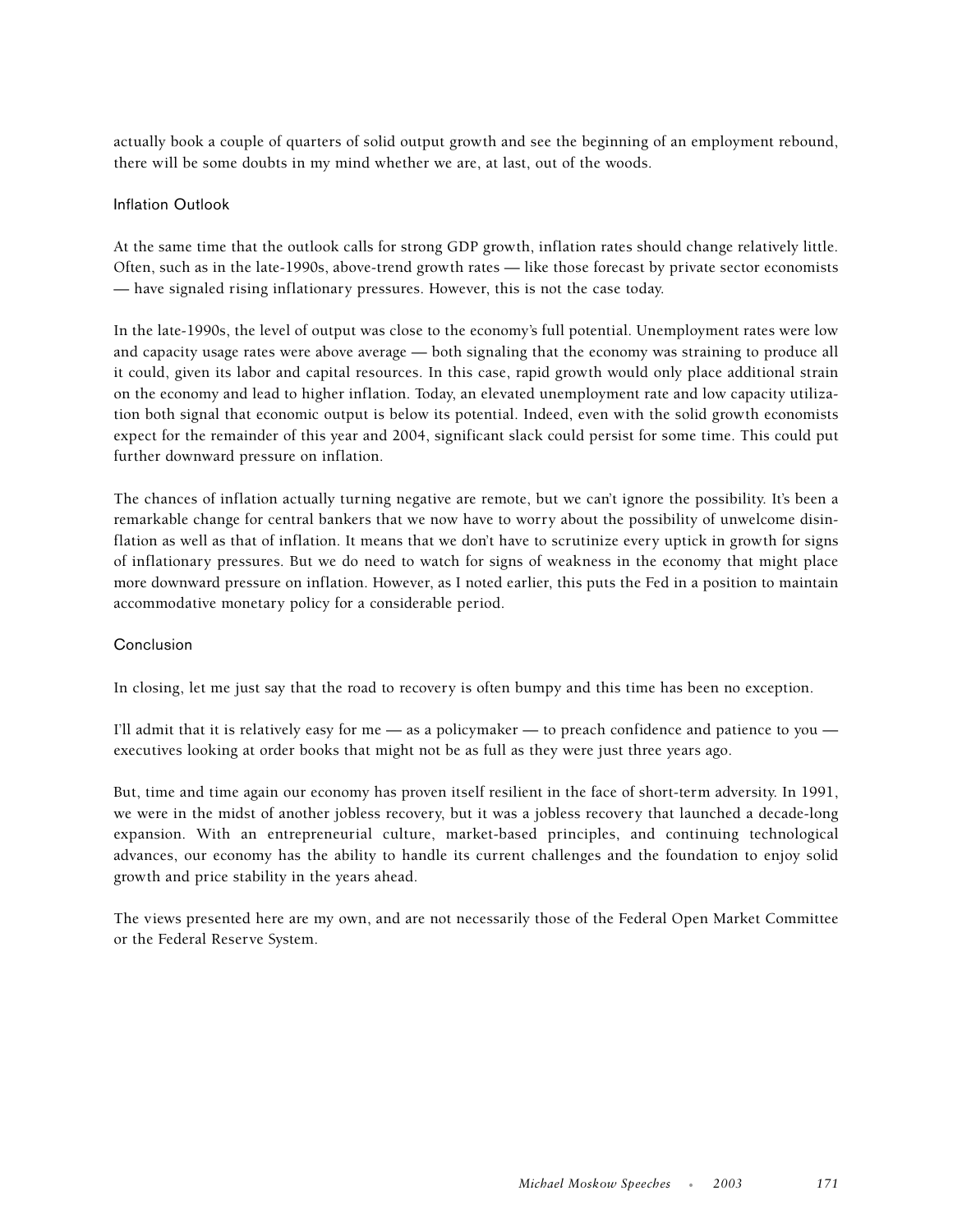actually book a couple of quarters of solid output growth and see the beginning of an employment rebound, there will be some doubts in my mind whether we are, at last, out of the woods.

## Inflation Outlook

At the same time that the outlook calls for strong GDP growth, inflation rates should change relatively little. Often, such as in the late-1990s, above-trend growth rates — like those forecast by private sector economists — have signaled rising inflationary pressures. However, this is not the case today.

In the late-1990s, the level of output was close to the economy's full potential. Unemployment rates were low and capacity usage rates were above average — both signaling that the economy was straining to produce all it could, given its labor and capital resources. In this case, rapid growth would only place additional strain on the economy and lead to higher inflation. Today, an elevated unemployment rate and low capacity utilization both signal that economic output is below its potential. Indeed, even with the solid growth economists expect for the remainder of this year and 2004, significant slack could persist for some time. This could put further downward pressure on inflation.

The chances of inflation actually turning negative are remote, but we can't ignore the possibility. It's been a remarkable change for central bankers that we now have to worry about the possibility of unwelcome disinflation as well as that of inflation. It means that we don't have to scrutinize every uptick in growth for signs of inflationary pressures. But we do need to watch for signs of weakness in the economy that might place more downward pressure on inflation. However, as I noted earlier, this puts the Fed in a position to maintain accommodative monetary policy for a considerable period.

## Conclusion

In closing, let me just say that the road to recovery is often bumpy and this time has been no exception.

I'll admit that it is relatively easy for me — as a policymaker — to preach confidence and patience to you — executives looking at order books that might not be as full as they were just three years ago.

But, time and time again our economy has proven itself resilient in the face of short-term adversity. In 1991, we were in the midst of another jobless recovery, but it was a jobless recovery that launched a decade-long expansion. With an entrepreneurial culture, market-based principles, and continuing technological advances, our economy has the ability to handle its current challenges and the foundation to enjoy solid growth and price stability in the years ahead.

The views presented here are my own, and are not necessarily those of the Federal Open Market Committee or the Federal Reserve System.